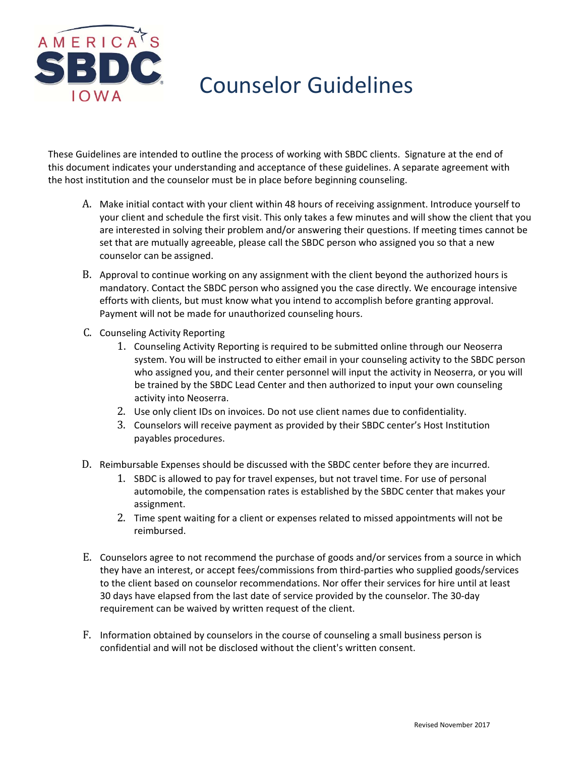# Counselor Guidelines

These Guidelines are intended to outline the process of working with SBDC clients. Signature at the end of this document indicates your understanding and acceptance of these guidelines. A separate agreement with the host institution and the counselor must be in place before beginning counseling.

A. Make initial contact with your client within 48 hours of receiving assignment. Introduce yourself to your client and schedule the first visit. This only takes a few minutes and will show the client that you are interested in solving their problem and/or answering their questions. If meeting times cannot be set that are mutually agreeable, please call the SBDC person who assigned you so that a new counselor can be assigned.

B. Approval to continue working on any assignment with the client beyond the authorized hours is mandatory. Contact the SBDC person who assigned you the case directly. We encourage intensive efforts with clients, but must know what you intend to accomplish before granting approval. Payment will not be made for unauthorized counseling hours.

C. Counseling Activity Reporting
   1. Counseling Activity Reporting is required to be submitted online through our Neoserra system. You will be instructed to either email in your counseling activity to the SBDC person who assigned you, and their center personnel will input the activity in Neoserra, or you will be trained by the SBDC Lead Center and then authorized to input your own counseling activity into Neoserra.
   2. Use only client IDs on invoices. Do not use client names due to confidentiality.
   3. Counselors will receive payment as provided by their SBDC center's Host Institution payables procedures.

D. Reimbursable Expenses should be discussed with the SBDC center before they are incurred.
   1. SBDC is allowed to pay for travel expenses, but not travel time. For use of personal automobile, the compensation rates is established by the SBDC center that makes your assignment.
   2. Time spent waiting for a client or expenses related to missed appointments will not be reimbursed.

E. Counselors agree to not recommend the purchase of goods and/or services from a source in which they have an interest, or accept fees/commissions from third-parties who supplied goods/services to the client based on counselor recommendations. Nor offer their services for hire until at least 30 days have elapsed from the last date of service provided by the counselor. The 30-day requirement can be waived by written request of the client.

F. Information obtained by counselors in the course of counseling a small business person is confidential and will not be disclosed without the client's written consent.

Revised November 2017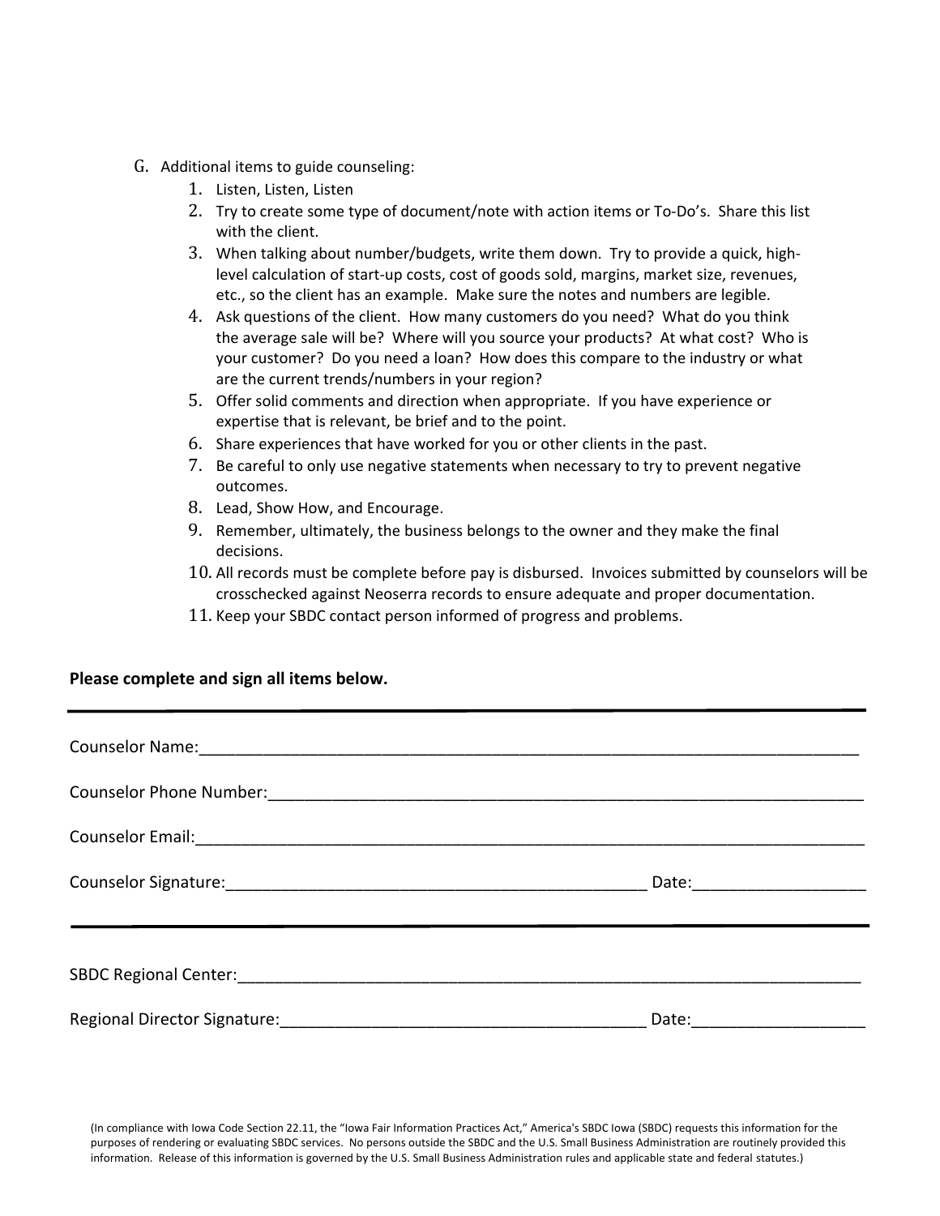G. Additional items to guide counseling:

1. Listen, Listen, Listen
2. Try to create some type of document/note with action items or To-Do's. Share this list with the client.
3. When talking about number/budgets, write them down. Try to provide a quick, high-level calculation of start-up costs, cost of goods sold, margins, market size, revenues, etc., so the client has an example. Make sure the notes and numbers are legible.
4. Ask questions of the client. How many customers do you need? What do you think the average sale will be? Where will you source your products? At what cost? Who is your customer? Do you need a loan? How does this compare to the industry or what are the current trends/numbers in your region?
5. Offer solid comments and direction when appropriate. If you have experience or expertise that is relevant, be brief and to the point.
6. Share experiences that have worked for you or other clients in the past.
7. Be careful to only use negative statements when necessary to try to prevent negative outcomes.
8. Lead, Show How, and Encourage.
9. Remember, ultimately, the business belongs to the owner and they make the final decisions.
10. All records must be complete before pay is disbursed. Invoices submitted by counselors will be crosschecked against Neoserra records to ensure adequate and proper documentation.
11. Keep your SBDC contact person informed of progress and problems.

**Please complete and sign all items below.**

---

Counselor Name:\_\_\_\_\_\_\_\_\_\_\_\_\_\_\_\_\_\_\_\_\_\_\_\_\_\_\_\_\_\_\_\_\_\_\_\_\_\_\_\_\_\_\_\_\_\_\_\_

Counselor Phone Number:\_\_\_\_\_\_\_\_\_\_\_\_\_\_\_\_\_\_\_\_\_\_\_\_\_\_\_\_\_\_\_\_\_\_\_\_\_\_\_\_\_\_

Counselor Email:\_\_\_\_\_\_\_\_\_\_\_\_\_\_\_\_\_\_\_\_\_\_\_\_\_\_\_\_\_\_\_\_\_\_\_\_\_\_\_\_\_\_\_\_\_\_\_\_

Counselor Signature:\_\_\_\_\_\_\_\_\_\_\_\_\_\_\_\_\_\_\_\_\_\_\_\_\_\_\_\_\_\_\_\_ Date:\_\_\_\_\_\_\_\_\_\_\_\_\_\_

---

SBDC Regional Center:\_\_\_\_\_\_\_\_\_\_\_\_\_\_\_\_\_\_\_\_\_\_\_\_\_\_\_\_\_\_\_\_\_\_\_\_\_\_\_\_\_\_\_\_

Regional Director Signature:\_\_\_\_\_\_\_\_\_\_\_\_\_\_\_\_\_\_\_\_\_\_\_\_\_\_\_\_ Date:\_\_\_\_\_\_\_\_\_\_\_\_\_\_

(In compliance with Iowa Code Section 22.11, the "Iowa Fair Information Practices Act," America's SBDC Iowa (SBDC) requests this information for the purposes of rendering or evaluating SBDC services. No persons outside the SBDC and the U.S. Small Business Administration are routinely provided this information. Release of this information is governed by the U.S. Small Business Administration rules and applicable state and federal statutes.)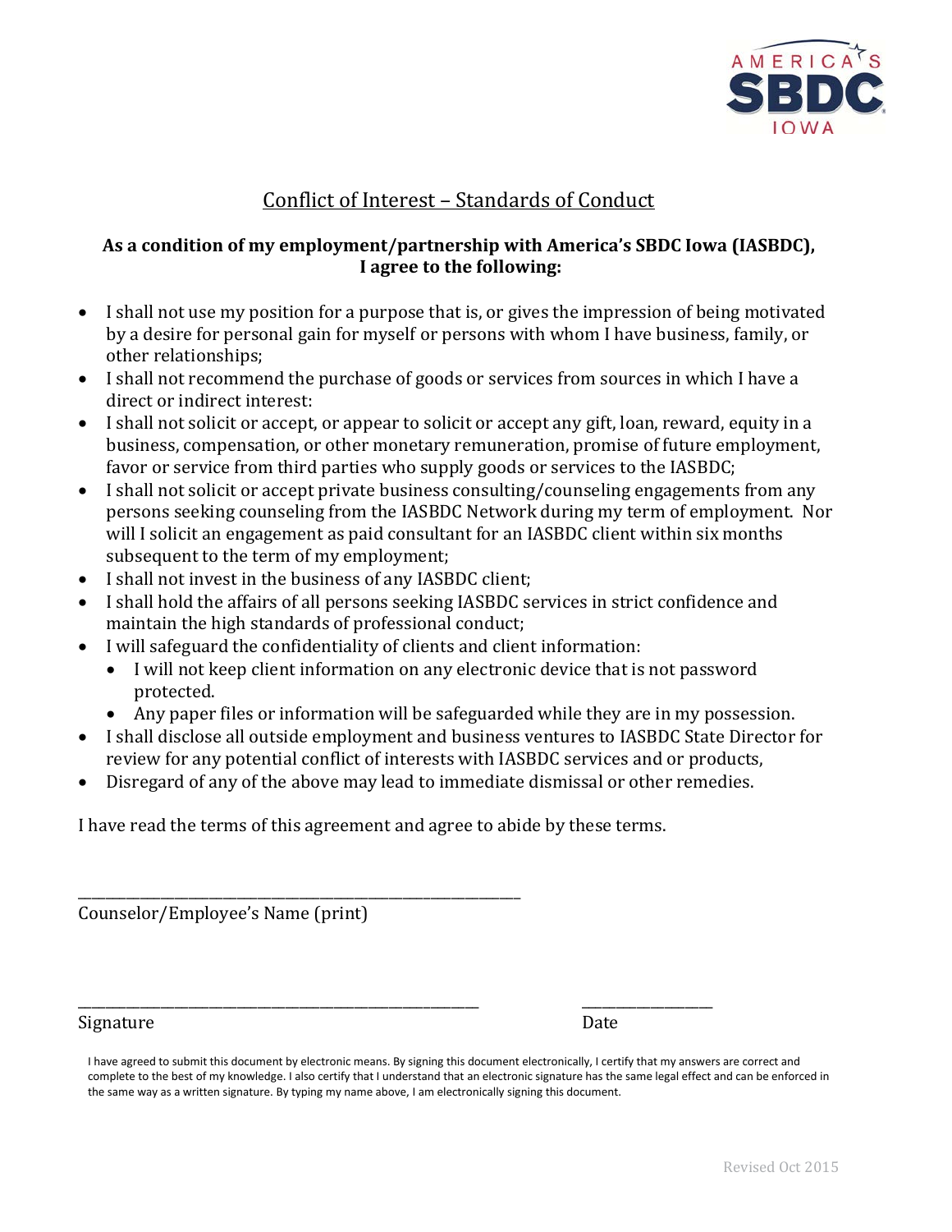## Conflict of Interest – Standards of Conduct

**As a condition of my employment/partnership with America's SBDC Iowa (IASBDC), I agree to the following:**

- I shall not use my position for a purpose that is, or gives the impression of being motivated by a desire for personal gain for myself or persons with whom I have business, family, or other relationships;
- I shall not recommend the purchase of goods or services from sources in which I have a direct or indirect interest:
- I shall not solicit or accept, or appear to solicit or accept any gift, loan, reward, equity in a business, compensation, or other monetary remuneration, promise of future employment, favor or service from third parties who supply goods or services to the IASBDC;
- I shall not solicit or accept private business consulting/counseling engagements from any persons seeking counseling from the IASBDC Network during my term of employment. Nor will I solicit an engagement as paid consultant for an IASBDC client within six months subsequent to the term of my employment;
- I shall not invest in the business of any IASBDC client;
- I shall hold the affairs of all persons seeking IASBDC services in strict confidence and maintain the high standards of professional conduct;
- I will safeguard the confidentiality of clients and client information:
  - I will not keep client information on any electronic device that is not password protected.
  - Any paper files or information will be safeguarded while they are in my possession.
- I shall disclose all outside employment and business ventures to IASBDC State Director for review for any potential conflict of interests with IASBDC services and or products,
- Disregard of any of the above may lead to immediate dismissal or other remedies.

I have read the terms of this agreement and agree to abide by these terms.

\_\_\_\_\_\_\_\_\_\_\_\_\_\_\_\_\_\_\_\_\_\_\_\_\_\_\_\_\_\_\_\_\_\_\_\_\_\_\_\_\_\_\_\_
Counselor/Employee's Name (print)

\_\_\_\_\_\_\_\_\_\_\_\_\_\_\_\_\_\_\_\_\_\_\_\_\_\_\_\_\_\_\_\_\_\_\_\_\_\_\_\_\_\_ \_\_\_\_\_\_\_\_\_\_\_\_\_\_\_
Signature Date

I have agreed to submit this document by electronic means. By signing this document electronically, I certify that my answers are correct and complete to the best of my knowledge. I also certify that I understand that an electronic signature has the same legal effect and can be enforced in the same way as a written signature. By typing my name above, I am electronically signing this document.

Revised Oct 2015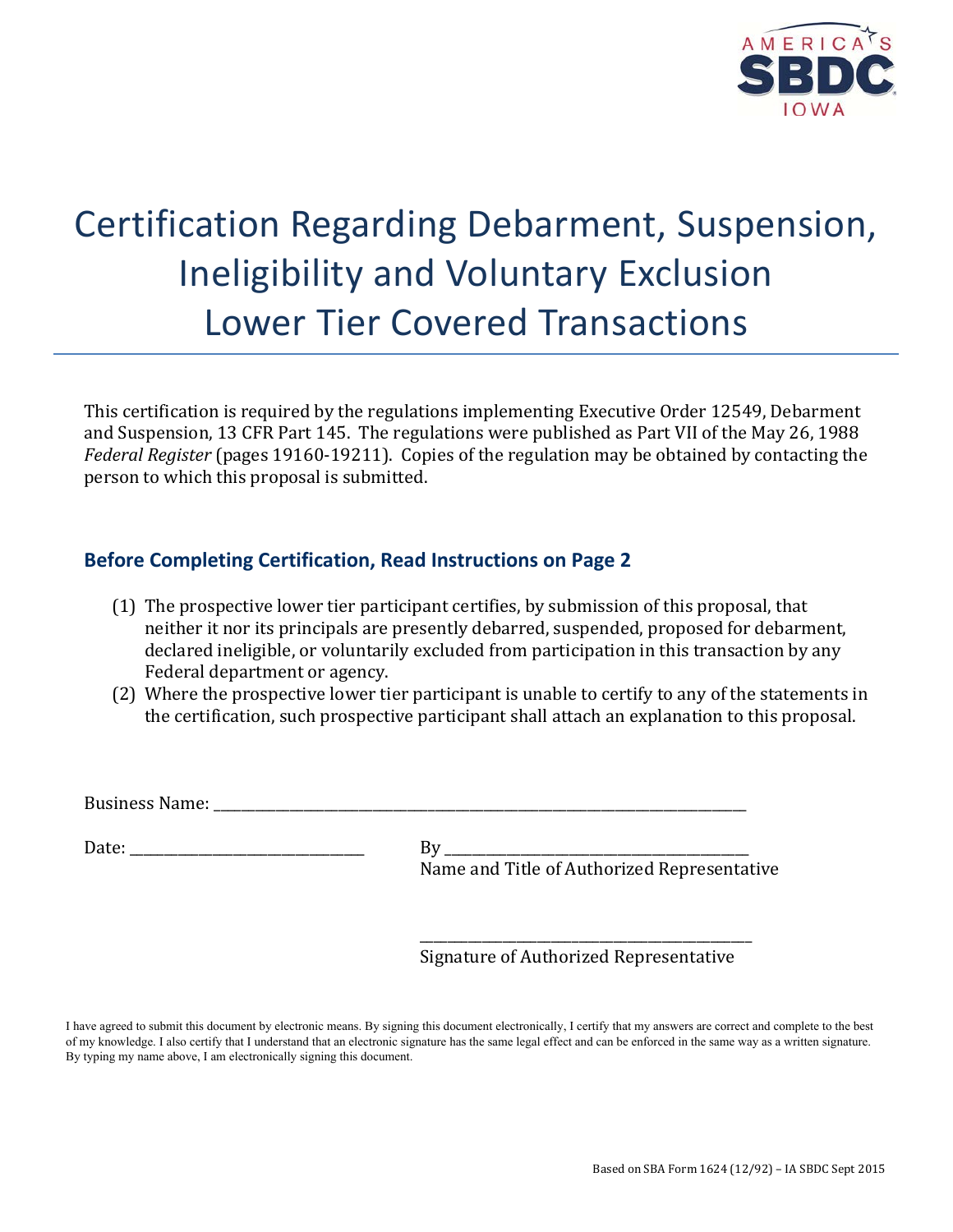# Certification Regarding Debarment, Suspension, Ineligibility and Voluntary Exclusion Lower Tier Covered Transactions

This certification is required by the regulations implementing Executive Order 12549, Debarment and Suspension, 13 CFR Part 145. The regulations were published as Part VII of the May 26, 1988 *Federal Register* (pages 19160-19211). Copies of the regulation may be obtained by contacting the person to which this proposal is submitted.

## Before Completing Certification, Read Instructions on Page 2

(1) The prospective lower tier participant certifies, by submission of this proposal, that neither it nor its principals are presently debarred, suspended, proposed for debarment, declared ineligible, or voluntarily excluded from participation in this transaction by any Federal department or agency.

(2) Where the prospective lower tier participant is unable to certify to any of the statements in the certification, such prospective participant shall attach an explanation to this proposal.

Business Name: ___________________________________________________________________________

Date: _______________________________ By ________________________________________

Name and Title of Authorized Representative

_____________________________________________

Signature of Authorized Representative

I have agreed to submit this document by electronic means. By signing this document electronically, I certify that my answers are correct and complete to the best of my knowledge. I also certify that I understand that an electronic signature has the same legal effect and can be enforced in the same way as a written signature. By typing my name above, I am electronically signing this document.

Based on SBA Form 1624 (12/92) – IA SBDC Sept 2015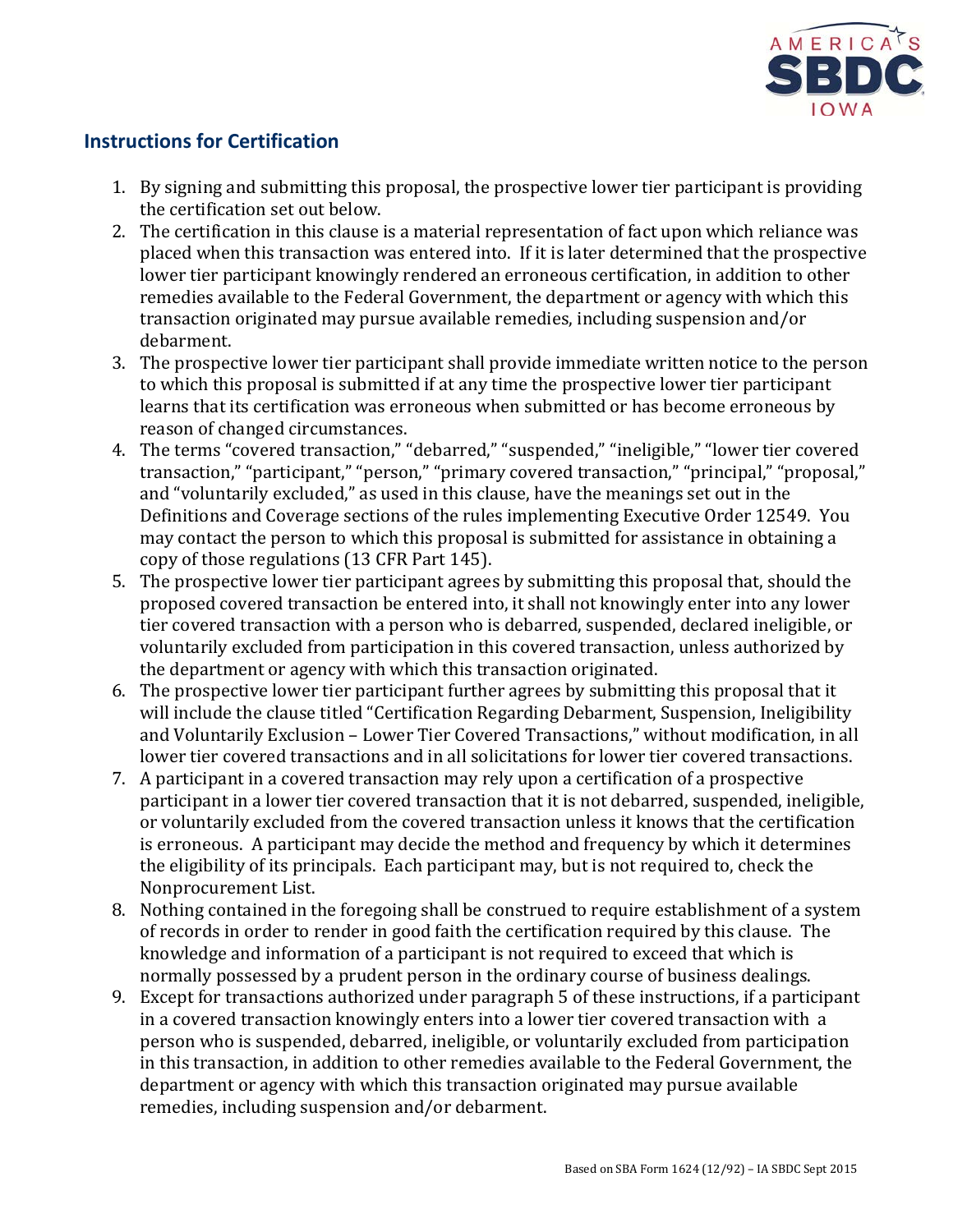## Instructions for Certification

1. By signing and submitting this proposal, the prospective lower tier participant is providing the certification set out below.
2. The certification in this clause is a material representation of fact upon which reliance was placed when this transaction was entered into. If it is later determined that the prospective lower tier participant knowingly rendered an erroneous certification, in addition to other remedies available to the Federal Government, the department or agency with which this transaction originated may pursue available remedies, including suspension and/or debarment.
3. The prospective lower tier participant shall provide immediate written notice to the person to which this proposal is submitted if at any time the prospective lower tier participant learns that its certification was erroneous when submitted or has become erroneous by reason of changed circumstances.
4. The terms "covered transaction," "debarred," "suspended," "ineligible," "lower tier covered transaction," "participant," "person," "primary covered transaction," "principal," "proposal," and "voluntarily excluded," as used in this clause, have the meanings set out in the Definitions and Coverage sections of the rules implementing Executive Order 12549. You may contact the person to which this proposal is submitted for assistance in obtaining a copy of those regulations (13 CFR Part 145).
5. The prospective lower tier participant agrees by submitting this proposal that, should the proposed covered transaction be entered into, it shall not knowingly enter into any lower tier covered transaction with a person who is debarred, suspended, declared ineligible, or voluntarily excluded from participation in this covered transaction, unless authorized by the department or agency with which this transaction originated.
6. The prospective lower tier participant further agrees by submitting this proposal that it will include the clause titled "Certification Regarding Debarment, Suspension, Ineligibility and Voluntarily Exclusion – Lower Tier Covered Transactions," without modification, in all lower tier covered transactions and in all solicitations for lower tier covered transactions.
7. A participant in a covered transaction may rely upon a certification of a prospective participant in a lower tier covered transaction that it is not debarred, suspended, ineligible, or voluntarily excluded from the covered transaction unless it knows that the certification is erroneous. A participant may decide the method and frequency by which it determines the eligibility of its principals. Each participant may, but is not required to, check the Nonprocurement List.
8. Nothing contained in the foregoing shall be construed to require establishment of a system of records in order to render in good faith the certification required by this clause. The knowledge and information of a participant is not required to exceed that which is normally possessed by a prudent person in the ordinary course of business dealings.
9. Except for transactions authorized under paragraph 5 of these instructions, if a participant in a covered transaction knowingly enters into a lower tier covered transaction with a person who is suspended, debarred, ineligible, or voluntarily excluded from participation in this transaction, in addition to other remedies available to the Federal Government, the department or agency with which this transaction originated may pursue available remedies, including suspension and/or debarment.

Based on SBA Form 1624 (12/92) – IA SBDC Sept 2015